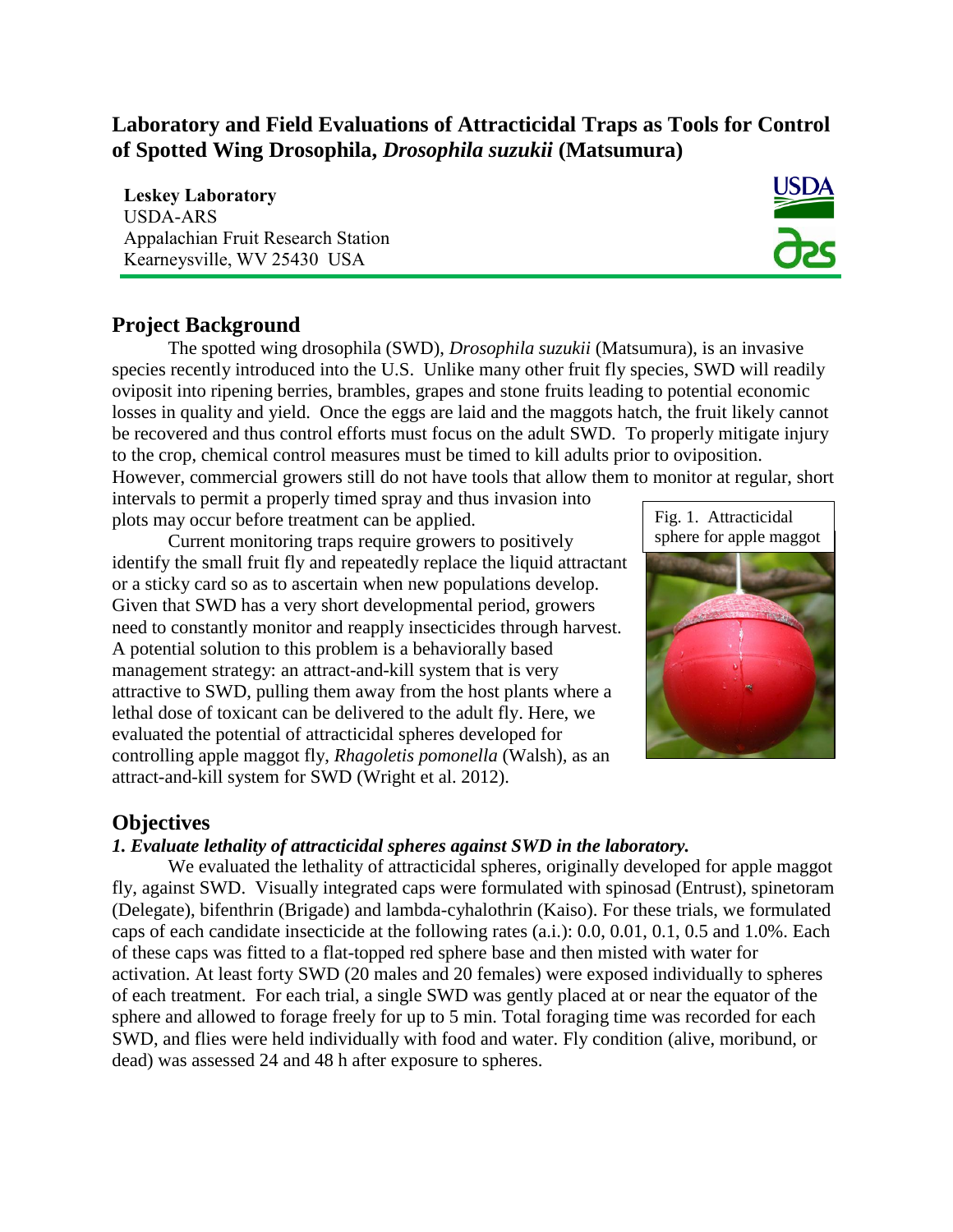# Laboratory and Field Evaluations of Attracticidal Traps as Tools for Control of Spotted Wing Drosophila, *Drosophila suzukii* (Matsumura)

**Leskey Laboratory**
USDA-ARS
Appalachian Fruit Research Station
Kearneysville, WV 25430 USA

## Project Background

The spotted wing drosophila (SWD), *Drosophila suzukii* (Matsumura), is an invasive species recently introduced into the U.S. Unlike many other fruit fly species, SWD will readily oviposit into ripening berries, brambles, grapes and stone fruits leading to potential economic losses in quality and yield. Once the eggs are laid and the maggots hatch, the fruit likely cannot be recovered and thus control efforts must focus on the adult SWD. To properly mitigate injury to the crop, chemical control measures must be timed to kill adults prior to oviposition. However, commercial growers still do not have tools that allow them to monitor at regular, short intervals to permit a properly timed spray and thus invasion into plots may occur before treatment can be applied.

Current monitoring traps require growers to positively identify the small fruit fly and repeatedly replace the liquid attractant or a sticky card so as to ascertain when new populations develop. Given that SWD has a very short developmental period, growers need to constantly monitor and reapply insecticides through harvest. A potential solution to this problem is a behaviorally based management strategy: an attract-and-kill system that is very attractive to SWD, pulling them away from the host plants where a lethal dose of toxicant can be delivered to the adult fly. Here, we evaluated the potential of attracticidal spheres developed for controlling apple maggot fly, *Rhagoletis pomonella* (Walsh), as an attract-and-kill system for SWD (Wright et al. 2012).

Fig. 1. Attracticidal sphere for apple maggot

## Objectives

### *1. Evaluate lethality of attracticidal spheres against SWD in the laboratory.*

We evaluated the lethality of attracticidal spheres, originally developed for apple maggot fly, against SWD. Visually integrated caps were formulated with spinosad (Entrust), spinetoram (Delegate), bifenthrin (Brigade) and lambda-cyhalothrin (Kaiso). For these trials, we formulated caps of each candidate insecticide at the following rates (a.i.): 0.0, 0.01, 0.1, 0.5 and 1.0%. Each of these caps was fitted to a flat-topped red sphere base and then misted with water for activation. At least forty SWD (20 males and 20 females) were exposed individually to spheres of each treatment. For each trial, a single SWD was gently placed at or near the equator of the sphere and allowed to forage freely for up to 5 min. Total foraging time was recorded for each SWD, and flies were held individually with food and water. Fly condition (alive, moribund, or dead) was assessed 24 and 48 h after exposure to spheres.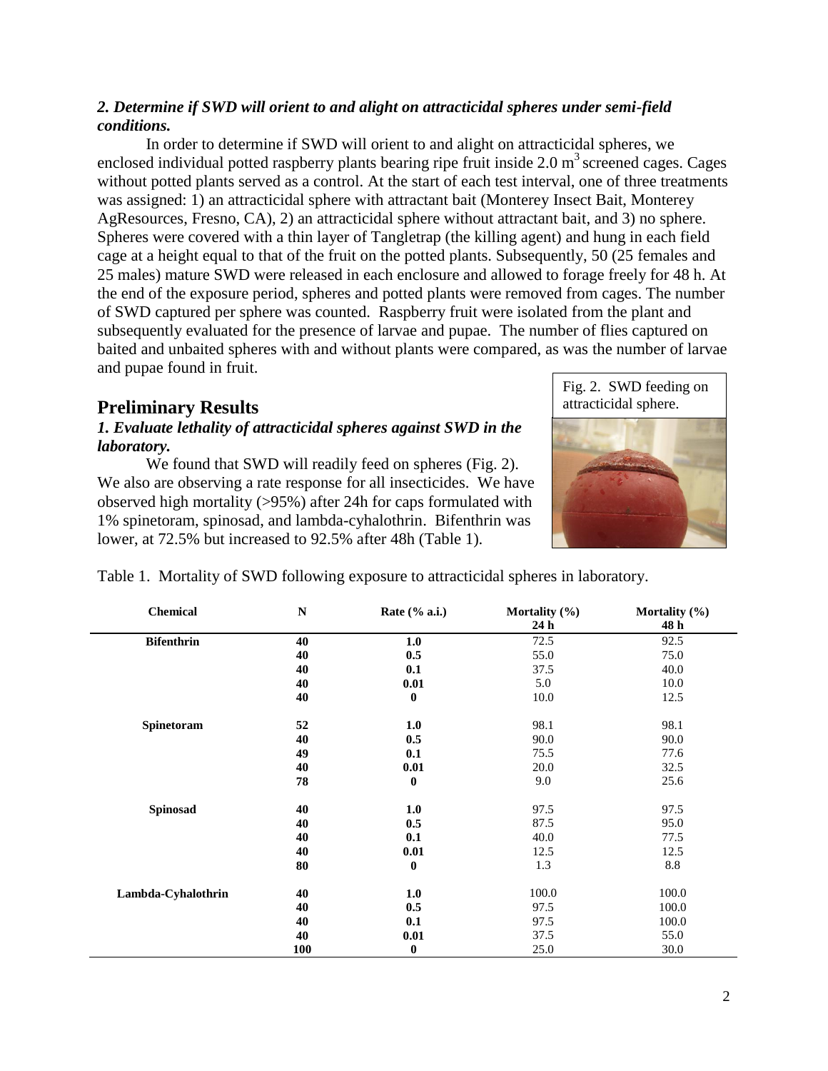***2. Determine if SWD will orient to and alight on attracticidal spheres under semi-field conditions.***

In order to determine if SWD will orient to and alight on attracticidal spheres, we enclosed individual potted raspberry plants bearing ripe fruit inside 2.0 $m^3$ screened cages. Cages without potted plants served as a control. At the start of each test interval, one of three treatments was assigned: 1) an attracticidal sphere with attractant bait (Monterey Insect Bait, Monterey AgResources, Fresno, CA), 2) an attracticidal sphere without attractant bait, and 3) no sphere. Spheres were covered with a thin layer of Tangletrap (the killing agent) and hung in each field cage at a height equal to that of the fruit on the potted plants. Subsequently, 50 (25 females and 25 males) mature SWD were released in each enclosure and allowed to forage freely for 48 h. At the end of the exposure period, spheres and potted plants were removed from cages. The number of SWD captured per sphere was counted. Raspberry fruit were isolated from the plant and subsequently evaluated for the presence of larvae and pupae. The number of flies captured on baited and unbaited spheres with and without plants were compared, as was the number of larvae and pupae found in fruit.

## Preliminary Results

***1. Evaluate lethality of attracticidal spheres against SWD in the laboratory.***

We found that SWD will readily feed on spheres (Fig. 2). We also are observing a rate response for all insecticides. We have observed high mortality (>95%) after 24h for caps formulated with 1% spinetoram, spinosad, and lambda-cyhalothrin. Bifenthrin was lower, at 72.5% but increased to 92.5% after 48h (Table 1).

Fig. 2. SWD feeding on attracticidal sphere.

Table 1. Mortality of SWD following exposure to attracticidal spheres in laboratory.

| Chemical | N | Rate (% a.i.) | Mortality (%) 24 h | Mortality (%) 48 h |
|---|---|---|---|---|
| **Bifenthrin** | 40 | 1.0 | 72.5 | 92.5 |
| | 40 | 0.5 | 55.0 | 75.0 |
| | 40 | 0.1 | 37.5 | 40.0 |
| | 40 | 0.01 | 5.0 | 10.0 |
| | 40 | 0 | 10.0 | 12.5 |
| **Spinetoram** | 52 | 1.0 | 98.1 | 98.1 |
| | 40 | 0.5 | 90.0 | 90.0 |
| | 49 | 0.1 | 75.5 | 77.6 |
| | 40 | 0.01 | 20.0 | 32.5 |
| | 78 | 0 | 9.0 | 25.6 |
| **Spinosad** | 40 | 1.0 | 97.5 | 97.5 |
| | 40 | 0.5 | 87.5 | 95.0 |
| | 40 | 0.1 | 40.0 | 77.5 |
| | 40 | 0.01 | 12.5 | 12.5 |
| | 80 | 0 | 1.3 | 8.8 |
| **Lambda-Cyhalothrin** | 40 | 1.0 | 100.0 | 100.0 |
| | 40 | 0.5 | 97.5 | 100.0 |
| | 40 | 0.1 | 97.5 | 100.0 |
| | 40 | 0.01 | 37.5 | 55.0 |
| | 100 | 0 | 25.0 | 30.0 |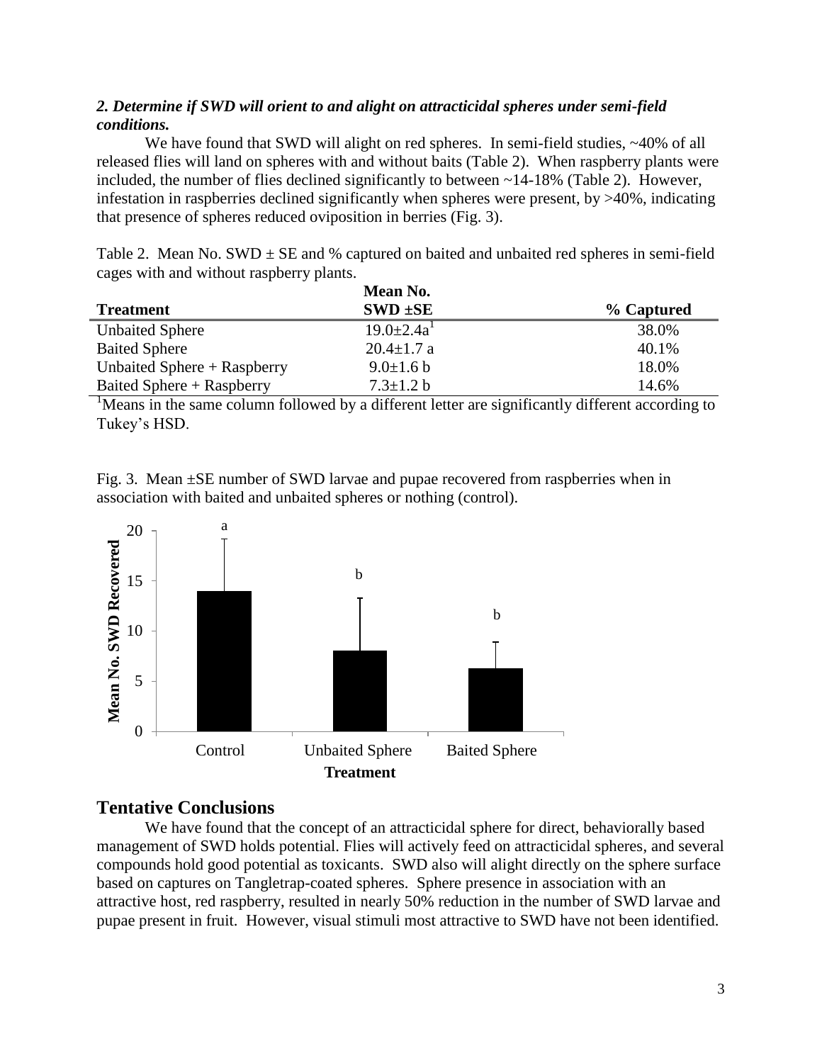### *2. Determine if SWD will orient to and alight on attracticidal spheres under semi-field conditions.*

We have found that SWD will alight on red spheres. In semi-field studies, ~40% of all released flies will land on spheres with and without baits (Table 2). When raspberry plants were included, the number of flies declined significantly to between ~14-18% (Table 2). However, infestation in raspberries declined significantly when spheres were present, by >40%, indicating that presence of spheres reduced oviposition in berries (Fig. 3).

Table 2. Mean No. SWD ± SE and % captured on baited and unbaited red spheres in semi-field cages with and without raspberry plants.

| Treatment | Mean No. SWD ±SE | % Captured |
|---|---|---|
| Unbaited Sphere | 19.0±2.4a[1] | 38.0% |
| Baited Sphere | 20.4±1.7 a | 40.1% |
| Unbaited Sphere + Raspberry | 9.0±1.6 b | 18.0% |
| Baited Sphere + Raspberry | 7.3±1.2 b | 14.6% |

[1]Means in the same column followed by a different letter are significantly different according to Tukey's HSD.

Fig. 3. Mean ±SE number of SWD larvae and pupae recovered from raspberries when in association with baited and unbaited spheres or nothing (control).

## Tentative Conclusions

We have found that the concept of an attracticidal sphere for direct, behaviorally based management of SWD holds potential. Flies will actively feed on attracticidal spheres, and several compounds hold good potential as toxicants. SWD also will alight directly on the sphere surface based on captures on Tangletrap-coated spheres. Sphere presence in association with an attractive host, red raspberry, resulted in nearly 50% reduction in the number of SWD larvae and pupae present in fruit. However, visual stimuli most attractive to SWD have not been identified.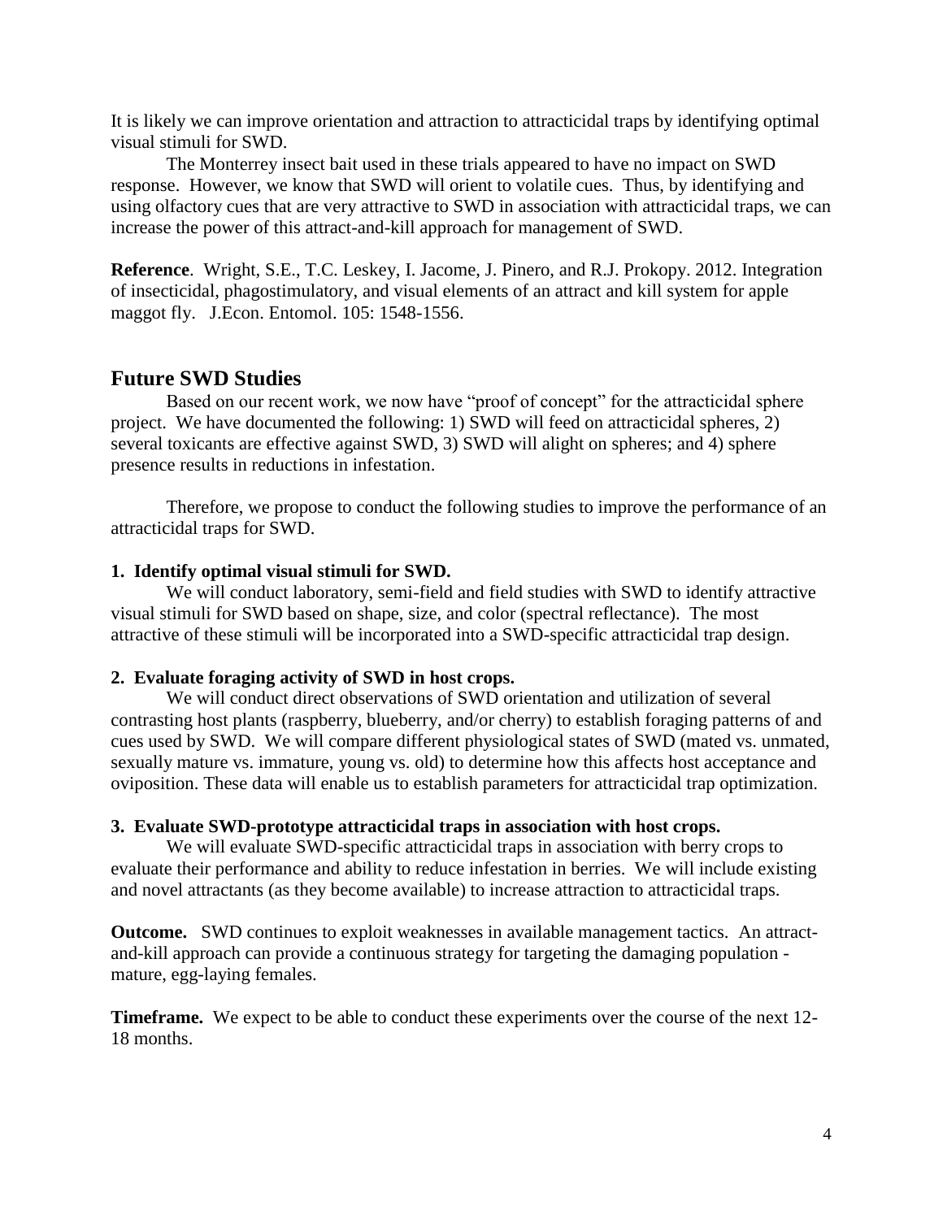It is likely we can improve orientation and attraction to attracticidal traps by identifying optimal visual stimuli for SWD.

The Monterrey insect bait used in these trials appeared to have no impact on SWD response. However, we know that SWD will orient to volatile cues. Thus, by identifying and using olfactory cues that are very attractive to SWD in association with attracticidal traps, we can increase the power of this attract-and-kill approach for management of SWD.

**Reference**. Wright, S.E., T.C. Leskey, I. Jacome, J. Pinero, and R.J. Prokopy. 2012. Integration of insecticidal, phagostimulatory, and visual elements of an attract and kill system for apple maggot fly. J.Econ. Entomol. 105: 1548-1556.

## Future SWD Studies

Based on our recent work, we now have "proof of concept" for the attracticidal sphere project. We have documented the following: 1) SWD will feed on attracticidal spheres, 2) several toxicants are effective against SWD, 3) SWD will alight on spheres; and 4) sphere presence results in reductions in infestation.

Therefore, we propose to conduct the following studies to improve the performance of an attracticidal traps for SWD.

**1. Identify optimal visual stimuli for SWD.**

We will conduct laboratory, semi-field and field studies with SWD to identify attractive visual stimuli for SWD based on shape, size, and color (spectral reflectance). The most attractive of these stimuli will be incorporated into a SWD-specific attracticidal trap design.

**2. Evaluate foraging activity of SWD in host crops.**

We will conduct direct observations of SWD orientation and utilization of several contrasting host plants (raspberry, blueberry, and/or cherry) to establish foraging patterns of and cues used by SWD. We will compare different physiological states of SWD (mated vs. unmated, sexually mature vs. immature, young vs. old) to determine how this affects host acceptance and oviposition. These data will enable us to establish parameters for attracticidal trap optimization.

**3. Evaluate SWD-prototype attracticidal traps in association with host crops.**

We will evaluate SWD-specific attracticidal traps in association with berry crops to evaluate their performance and ability to reduce infestation in berries. We will include existing and novel attractants (as they become available) to increase attraction to attracticidal traps.

**Outcome.** SWD continues to exploit weaknesses in available management tactics. An attract-and-kill approach can provide a continuous strategy for targeting the damaging population - mature, egg-laying females.

**Timeframe.** We expect to be able to conduct these experiments over the course of the next 12-18 months.